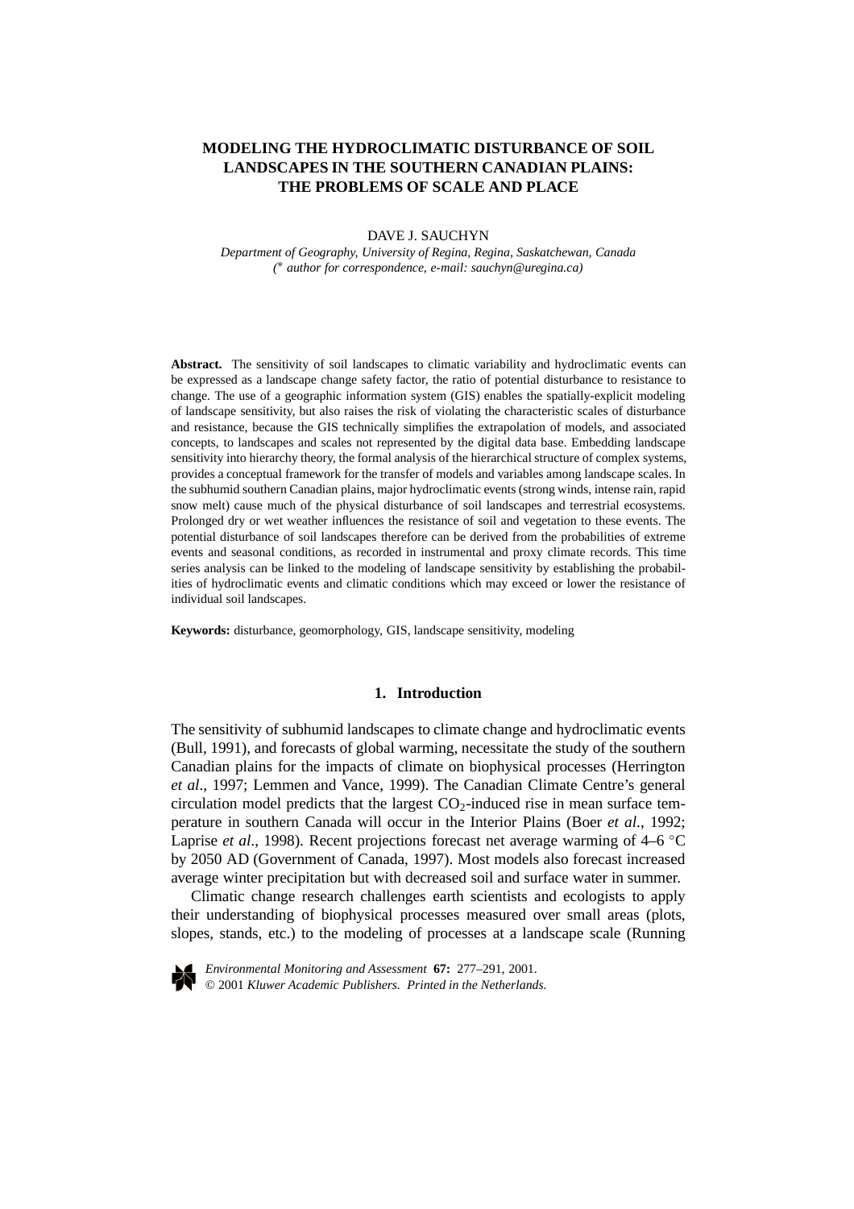# MODELING THE HYDROCLIMATIC DISTURBANCE OF SOIL LANDSCAPES IN THE SOUTHERN CANADIAN PLAINS: THE PROBLEMS OF SCALE AND PLACE

DAVE J. SAUCHYN

*Department of Geography, University of Regina, Regina, Saskatchewan, Canada*
*(\* author for correspondence, e-mail: sauchyn@uregina.ca)*

**Abstract.** The sensitivity of soil landscapes to climatic variability and hydroclimatic events can be expressed as a landscape change safety factor, the ratio of potential disturbance to resistance to change. The use of a geographic information system (GIS) enables the spatially-explicit modeling of landscape sensitivity, but also raises the risk of violating the characteristic scales of disturbance and resistance, because the GIS technically simplifies the extrapolation of models, and associated concepts, to landscapes and scales not represented by the digital data base. Embedding landscape sensitivity into hierarchy theory, the formal analysis of the hierarchical structure of complex systems, provides a conceptual framework for the transfer of models and variables among landscape scales. In the subhumid southern Canadian plains, major hydroclimatic events (strong winds, intense rain, rapid snow melt) cause much of the physical disturbance of soil landscapes and terrestrial ecosystems. Prolonged dry or wet weather influences the resistance of soil and vegetation to these events. The potential disturbance of soil landscapes therefore can be derived from the probabilities of extreme events and seasonal conditions, as recorded in instrumental and proxy climate records. This time series analysis can be linked to the modeling of landscape sensitivity by establishing the probabilities of hydroclimatic events and climatic conditions which may exceed or lower the resistance of individual soil landscapes.

**Keywords:** disturbance, geomorphology, GIS, landscape sensitivity, modeling

## 1. Introduction

The sensitivity of subhumid landscapes to climate change and hydroclimatic events (Bull, 1991), and forecasts of global warming, necessitate the study of the southern Canadian plains for the impacts of climate on biophysical processes (Herrington *et al*., 1997; Lemmen and Vance, 1999). The Canadian Climate Centre's general circulation model predicts that the largest $CO_2$-induced rise in mean surface temperature in southern Canada will occur in the Interior Plains (Boer *et al*., 1992; Laprise *et al*., 1998). Recent projections forecast net average warming of 4–6 °C by 2050 AD (Government of Canada, 1997). Most models also forecast increased average winter precipitation but with decreased soil and surface water in summer.

Climatic change research challenges earth scientists and ecologists to apply their understanding of biophysical processes measured over small areas (plots, slopes, stands, etc.) to the modeling of processes at a landscape scale (Running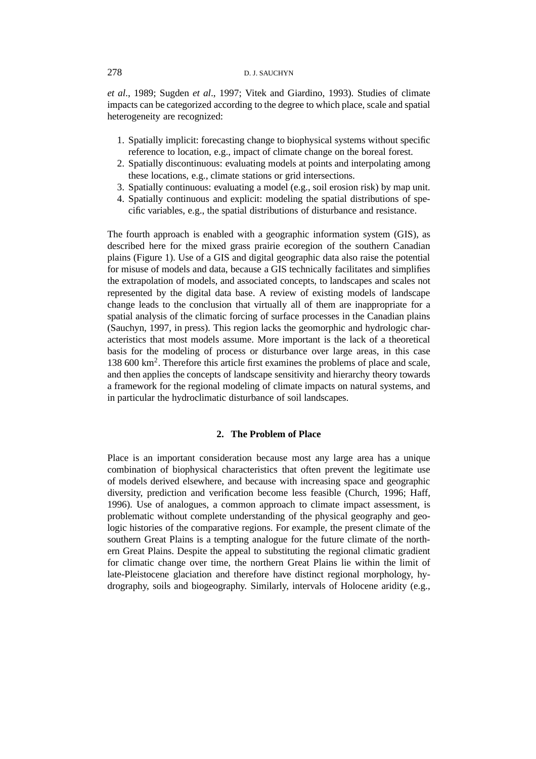*et al*., 1989; Sugden *et al*., 1997; Vitek and Giardino, 1993). Studies of climate impacts can be categorized according to the degree to which place, scale and spatial heterogeneity are recognized:

1. Spatially implicit: forecasting change to biophysical systems without specific reference to location, e.g., impact of climate change on the boreal forest.
2. Spatially discontinuous: evaluating models at points and interpolating among these locations, e.g., climate stations or grid intersections.
3. Spatially continuous: evaluating a model (e.g., soil erosion risk) by map unit.
4. Spatially continuous and explicit: modeling the spatial distributions of specific variables, e.g., the spatial distributions of disturbance and resistance.

The fourth approach is enabled with a geographic information system (GIS), as described here for the mixed grass prairie ecoregion of the southern Canadian plains (Figure 1). Use of a GIS and digital geographic data also raise the potential for misuse of models and data, because a GIS technically facilitates and simplifies the extrapolation of models, and associated concepts, to landscapes and scales not represented by the digital data base. A review of existing models of landscape change leads to the conclusion that virtually all of them are inappropriate for a spatial analysis of the climatic forcing of surface processes in the Canadian plains (Sauchyn, 1997, in press). This region lacks the geomorphic and hydrologic characteristics that most models assume. More important is the lack of a theoretical basis for the modeling of process or disturbance over large areas, in this case 138 600 km$^2$. Therefore this article first examines the problems of place and scale, and then applies the concepts of landscape sensitivity and hierarchy theory towards a framework for the regional modeling of climate impacts on natural systems, and in particular the hydroclimatic disturbance of soil landscapes.

## 2. The Problem of Place

Place is an important consideration because most any large area has a unique combination of biophysical characteristics that often prevent the legitimate use of models derived elsewhere, and because with increasing space and geographic diversity, prediction and verification become less feasible (Church, 1996; Haff, 1996). Use of analogues, a common approach to climate impact assessment, is problematic without complete understanding of the physical geography and geologic histories of the comparative regions. For example, the present climate of the southern Great Plains is a tempting analogue for the future climate of the northern Great Plains. Despite the appeal to substituting the regional climatic gradient for climatic change over time, the northern Great Plains lie within the limit of late-Pleistocene glaciation and therefore have distinct regional morphology, hydrography, soils and biogeography. Similarly, intervals of Holocene aridity (e.g.,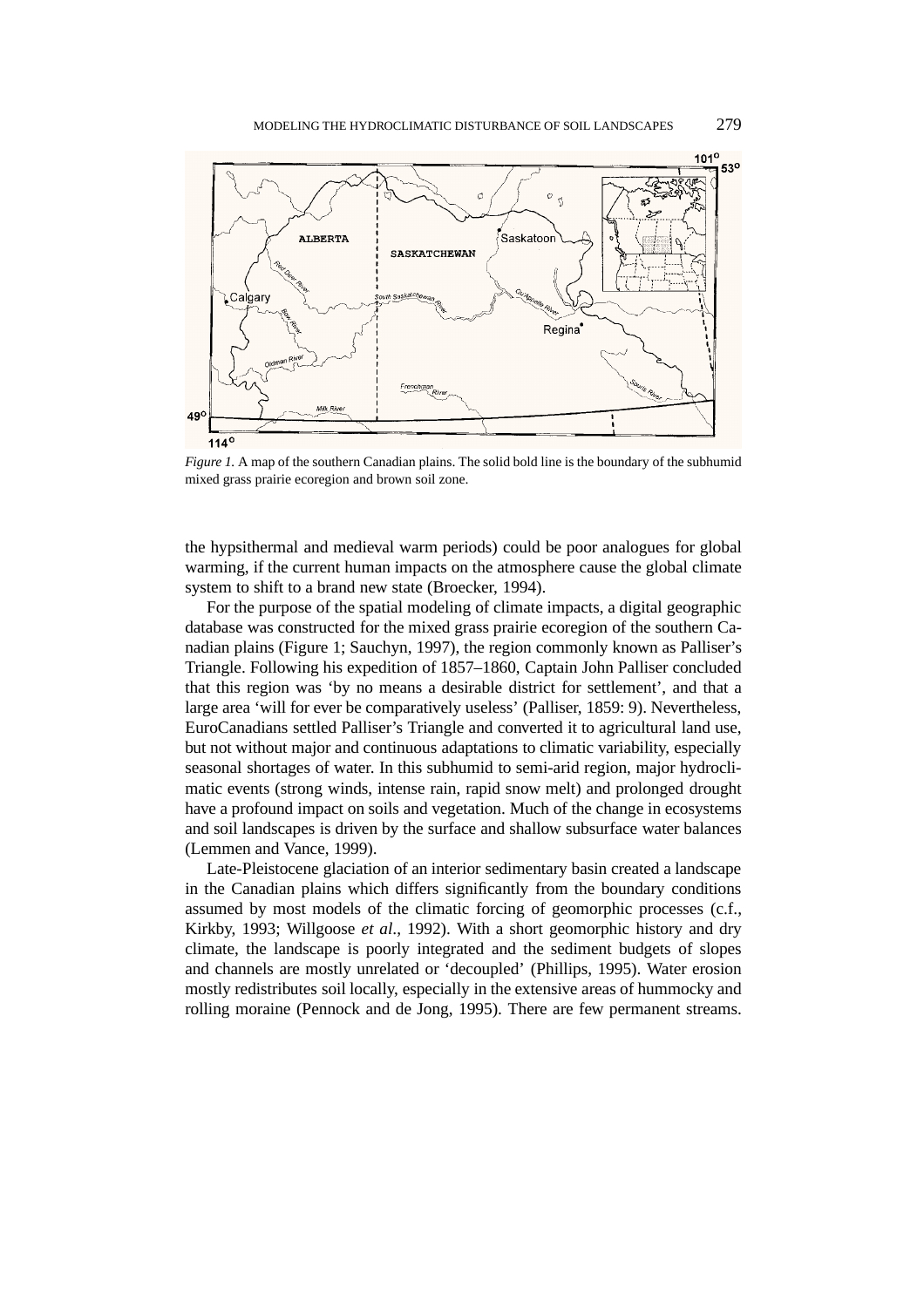*Figure 1.* A map of the southern Canadian plains. The solid bold line is the boundary of the subhumid mixed grass prairie ecoregion and brown soil zone.

the hypsithermal and medieval warm periods) could be poor analogues for global warming, if the current human impacts on the atmosphere cause the global climate system to shift to a brand new state (Broecker, 1994).

For the purpose of the spatial modeling of climate impacts, a digital geographic database was constructed for the mixed grass prairie ecoregion of the southern Canadian plains (Figure 1; Sauchyn, 1997), the region commonly known as Palliser's Triangle. Following his expedition of 1857–1860, Captain John Palliser concluded that this region was 'by no means a desirable district for settlement', and that a large area 'will for ever be comparatively useless' (Palliser, 1859: 9). Nevertheless, EuroCanadians settled Palliser's Triangle and converted it to agricultural land use, but not without major and continuous adaptations to climatic variability, especially seasonal shortages of water. In this subhumid to semi-arid region, major hydroclimatic events (strong winds, intense rain, rapid snow melt) and prolonged drought have a profound impact on soils and vegetation. Much of the change in ecosystems and soil landscapes is driven by the surface and shallow subsurface water balances (Lemmen and Vance, 1999).

Late-Pleistocene glaciation of an interior sedimentary basin created a landscape in the Canadian plains which differs significantly from the boundary conditions assumed by most models of the climatic forcing of geomorphic processes (c.f., Kirkby, 1993; Willgoose *et al*., 1992). With a short geomorphic history and dry climate, the landscape is poorly integrated and the sediment budgets of slopes and channels are mostly unrelated or 'decoupled' (Phillips, 1995). Water erosion mostly redistributes soil locally, especially in the extensive areas of hummocky and rolling moraine (Pennock and de Jong, 1995). There are few permanent streams.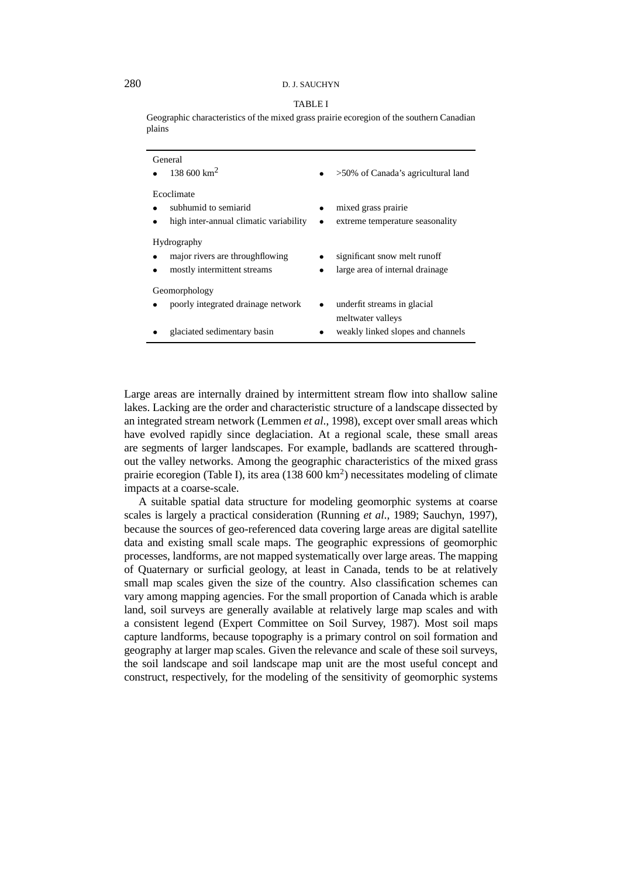TABLE I

Geographic characteristics of the mixed grass prairie ecoregion of the southern Canadian plains

| | |
|---|---|
| **General** | |
| • 138 600 km$^2$ | • >50% of Canada's agricultural land |
| **Ecoclimate** | |
| • subhumid to semiarid | • mixed grass prairie |
| • high inter-annual climatic variability | • extreme temperature seasonality |
| **Hydrography** | |
| • major rivers are throughflowing | • significant snow melt runoff |
| • mostly intermittent streams | • large area of internal drainage |
| **Geomorphology** | |
| • poorly integrated drainage network | • underfit streams in glacial meltwater valleys |
| • glaciated sedimentary basin | • weakly linked slopes and channels |

Large areas are internally drained by intermittent stream flow into shallow saline lakes. Lacking are the order and characteristic structure of a landscape dissected by an integrated stream network (Lemmen *et al*., 1998), except over small areas which have evolved rapidly since deglaciation. At a regional scale, these small areas are segments of larger landscapes. For example, badlands are scattered throughout the valley networks. Among the geographic characteristics of the mixed grass prairie ecoregion (Table I), its area (138 600 km$^2$) necessitates modeling of climate impacts at a coarse-scale.

A suitable spatial data structure for modeling geomorphic systems at coarse scales is largely a practical consideration (Running *et al*., 1989; Sauchyn, 1997), because the sources of geo-referenced data covering large areas are digital satellite data and existing small scale maps. The geographic expressions of geomorphic processes, landforms, are not mapped systematically over large areas. The mapping of Quaternary or surficial geology, at least in Canada, tends to be at relatively small map scales given the size of the country. Also classification schemes can vary among mapping agencies. For the small proportion of Canada which is arable land, soil surveys are generally available at relatively large map scales and with a consistent legend (Expert Committee on Soil Survey, 1987). Most soil maps capture landforms, because topography is a primary control on soil formation and geography at larger map scales. Given the relevance and scale of these soil surveys, the soil landscape and soil landscape map unit are the most useful concept and construct, respectively, for the modeling of the sensitivity of geomorphic systems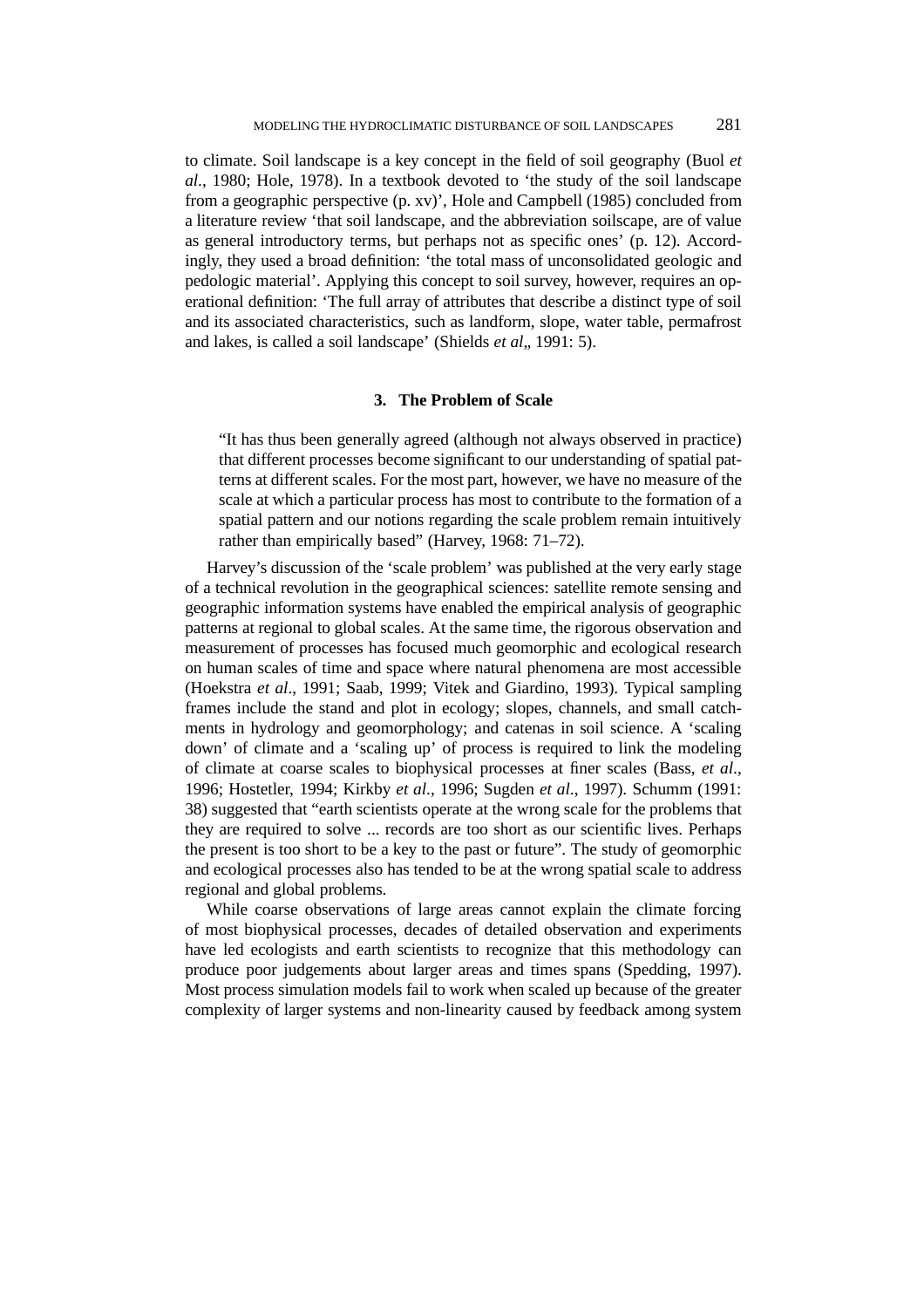to climate. Soil landscape is a key concept in the field of soil geography (Buol *et al*., 1980; Hole, 1978). In a textbook devoted to 'the study of the soil landscape from a geographic perspective (p. xv)', Hole and Campbell (1985) concluded from a literature review 'that soil landscape, and the abbreviation soilscape, are of value as general introductory terms, but perhaps not as specific ones' (p. 12). Accordingly, they used a broad definition: 'the total mass of unconsolidated geologic and pedologic material'. Applying this concept to soil survey, however, requires an operational definition: 'The full array of attributes that describe a distinct type of soil and its associated characteristics, such as landform, slope, water table, permafrost and lakes, is called a soil landscape' (Shields *et al*,, 1991: 5).

## 3. The Problem of Scale

> "It has thus been generally agreed (although not always observed in practice) that different processes become significant to our understanding of spatial patterns at different scales. For the most part, however, we have no measure of the scale at which a particular process has most to contribute to the formation of a spatial pattern and our notions regarding the scale problem remain intuitively rather than empirically based" (Harvey, 1968: 71–72).

Harvey's discussion of the 'scale problem' was published at the very early stage of a technical revolution in the geographical sciences: satellite remote sensing and geographic information systems have enabled the empirical analysis of geographic patterns at regional to global scales. At the same time, the rigorous observation and measurement of processes has focused much geomorphic and ecological research on human scales of time and space where natural phenomena are most accessible (Hoekstra *et al*., 1991; Saab, 1999; Vitek and Giardino, 1993). Typical sampling frames include the stand and plot in ecology; slopes, channels, and small catchments in hydrology and geomorphology; and catenas in soil science. A 'scaling down' of climate and a 'scaling up' of process is required to link the modeling of climate at coarse scales to biophysical processes at finer scales (Bass, *et al*., 1996; Hostetler, 1994; Kirkby *et al*., 1996; Sugden *et al*., 1997). Schumm (1991: 38) suggested that "earth scientists operate at the wrong scale for the problems that they are required to solve ... records are too short as our scientific lives. Perhaps the present is too short to be a key to the past or future". The study of geomorphic and ecological processes also has tended to be at the wrong spatial scale to address regional and global problems.

While coarse observations of large areas cannot explain the climate forcing of most biophysical processes, decades of detailed observation and experiments have led ecologists and earth scientists to recognize that this methodology can produce poor judgements about larger areas and times spans (Spedding, 1997). Most process simulation models fail to work when scaled up because of the greater complexity of larger systems and non-linearity caused by feedback among system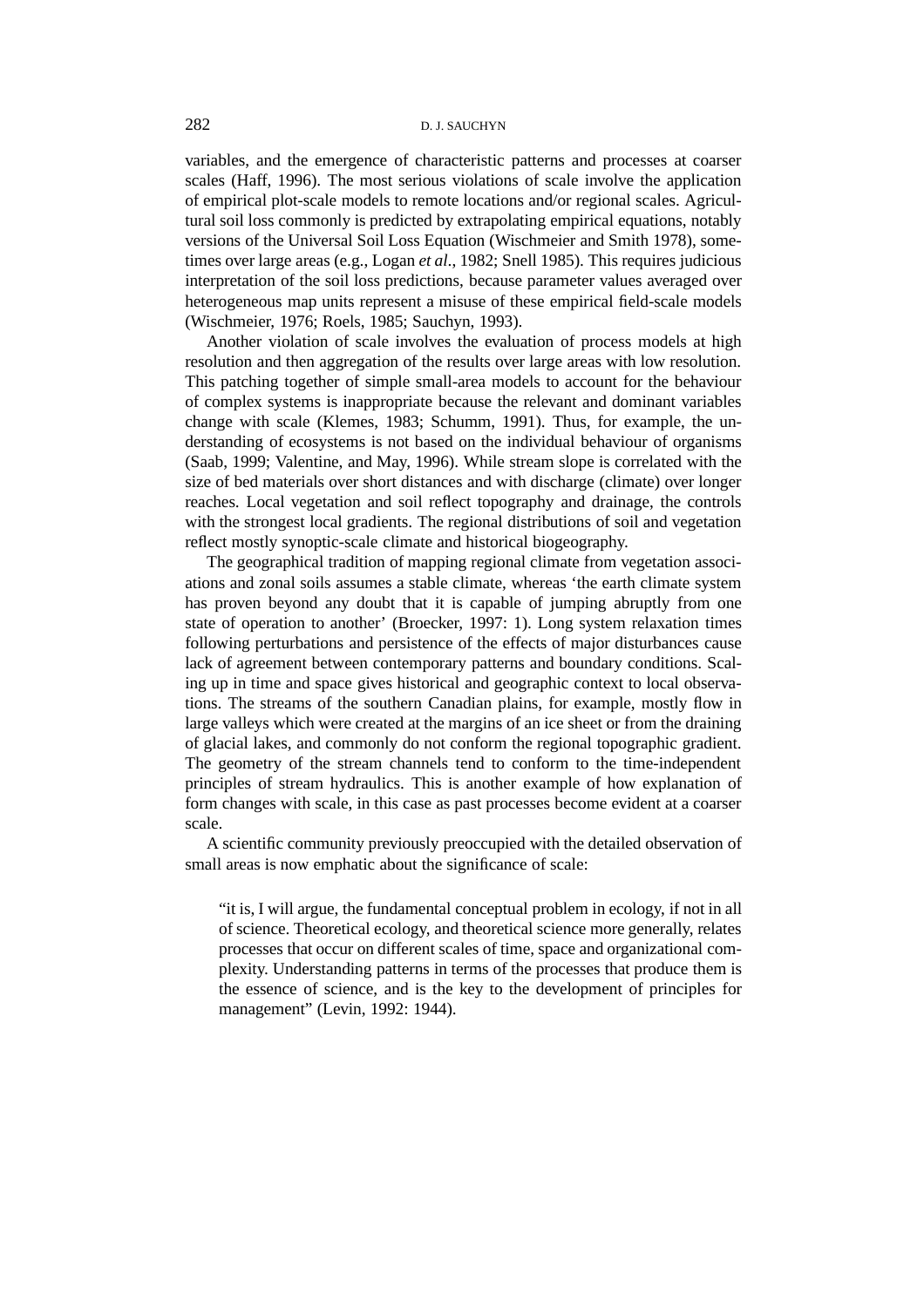variables, and the emergence of characteristic patterns and processes at coarser scales (Haff, 1996). The most serious violations of scale involve the application of empirical plot-scale models to remote locations and/or regional scales. Agricultural soil loss commonly is predicted by extrapolating empirical equations, notably versions of the Universal Soil Loss Equation (Wischmeier and Smith 1978), sometimes over large areas (e.g., Logan *et al*., 1982; Snell 1985). This requires judicious interpretation of the soil loss predictions, because parameter values averaged over heterogeneous map units represent a misuse of these empirical field-scale models (Wischmeier, 1976; Roels, 1985; Sauchyn, 1993).

Another violation of scale involves the evaluation of process models at high resolution and then aggregation of the results over large areas with low resolution. This patching together of simple small-area models to account for the behaviour of complex systems is inappropriate because the relevant and dominant variables change with scale (Klemes, 1983; Schumm, 1991). Thus, for example, the understanding of ecosystems is not based on the individual behaviour of organisms (Saab, 1999; Valentine, and May, 1996). While stream slope is correlated with the size of bed materials over short distances and with discharge (climate) over longer reaches. Local vegetation and soil reflect topography and drainage, the controls with the strongest local gradients. The regional distributions of soil and vegetation reflect mostly synoptic-scale climate and historical biogeography.

The geographical tradition of mapping regional climate from vegetation associations and zonal soils assumes a stable climate, whereas 'the earth climate system has proven beyond any doubt that it is capable of jumping abruptly from one state of operation to another' (Broecker, 1997: 1). Long system relaxation times following perturbations and persistence of the effects of major disturbances cause lack of agreement between contemporary patterns and boundary conditions. Scaling up in time and space gives historical and geographic context to local observations. The streams of the southern Canadian plains, for example, mostly flow in large valleys which were created at the margins of an ice sheet or from the draining of glacial lakes, and commonly do not conform the regional topographic gradient. The geometry of the stream channels tend to conform to the time-independent principles of stream hydraulics. This is another example of how explanation of form changes with scale, in this case as past processes become evident at a coarser scale.

A scientific community previously preoccupied with the detailed observation of small areas is now emphatic about the significance of scale:

> "it is, I will argue, the fundamental conceptual problem in ecology, if not in all of science. Theoretical ecology, and theoretical science more generally, relates processes that occur on different scales of time, space and organizational complexity. Understanding patterns in terms of the processes that produce them is the essence of science, and is the key to the development of principles for management" (Levin, 1992: 1944).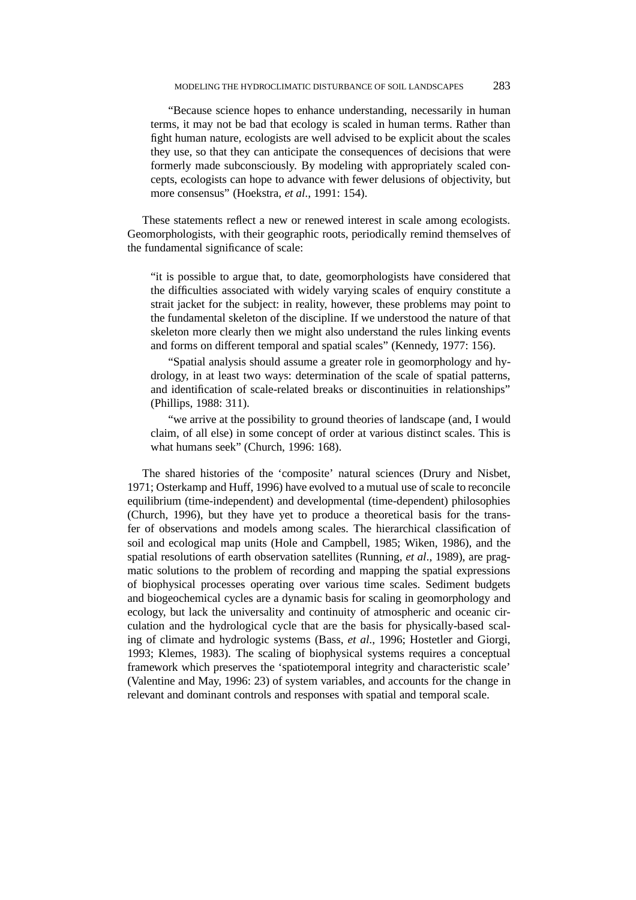> "Because science hopes to enhance understanding, necessarily in human terms, it may not be bad that ecology is scaled in human terms. Rather than fight human nature, ecologists are well advised to be explicit about the scales they use, so that they can anticipate the consequences of decisions that were formerly made subconsciously. By modeling with appropriately scaled concepts, ecologists can hope to advance with fewer delusions of objectivity, but more consensus" (Hoekstra, *et al*., 1991: 154).

These statements reflect a new or renewed interest in scale among ecologists. Geomorphologists, with their geographic roots, periodically remind themselves of the fundamental significance of scale:

> "it is possible to argue that, to date, geomorphologists have considered that the difficulties associated with widely varying scales of enquiry constitute a strait jacket for the subject: in reality, however, these problems may point to the fundamental skeleton of the discipline. If we understood the nature of that skeleton more clearly then we might also understand the rules linking events and forms on different temporal and spatial scales" (Kennedy, 1977: 156).
>
> "Spatial analysis should assume a greater role in geomorphology and hydrology, in at least two ways: determination of the scale of spatial patterns, and identification of scale-related breaks or discontinuities in relationships" (Phillips, 1988: 311).
>
> "we arrive at the possibility to ground theories of landscape (and, I would claim, of all else) in some concept of order at various distinct scales. This is what humans seek" (Church, 1996: 168).

The shared histories of the 'composite' natural sciences (Drury and Nisbet, 1971; Osterkamp and Huff, 1996) have evolved to a mutual use of scale to reconcile equilibrium (time-independent) and developmental (time-dependent) philosophies (Church, 1996), but they have yet to produce a theoretical basis for the transfer of observations and models among scales. The hierarchical classification of soil and ecological map units (Hole and Campbell, 1985; Wiken, 1986), and the spatial resolutions of earth observation satellites (Running, *et al*., 1989), are pragmatic solutions to the problem of recording and mapping the spatial expressions of biophysical processes operating over various time scales. Sediment budgets and biogeochemical cycles are a dynamic basis for scaling in geomorphology and ecology, but lack the universality and continuity of atmospheric and oceanic circulation and the hydrological cycle that are the basis for physically-based scaling of climate and hydrologic systems (Bass, *et al*., 1996; Hostetler and Giorgi, 1993; Klemes, 1983). The scaling of biophysical systems requires a conceptual framework which preserves the 'spatiotemporal integrity and characteristic scale' (Valentine and May, 1996: 23) of system variables, and accounts for the change in relevant and dominant controls and responses with spatial and temporal scale.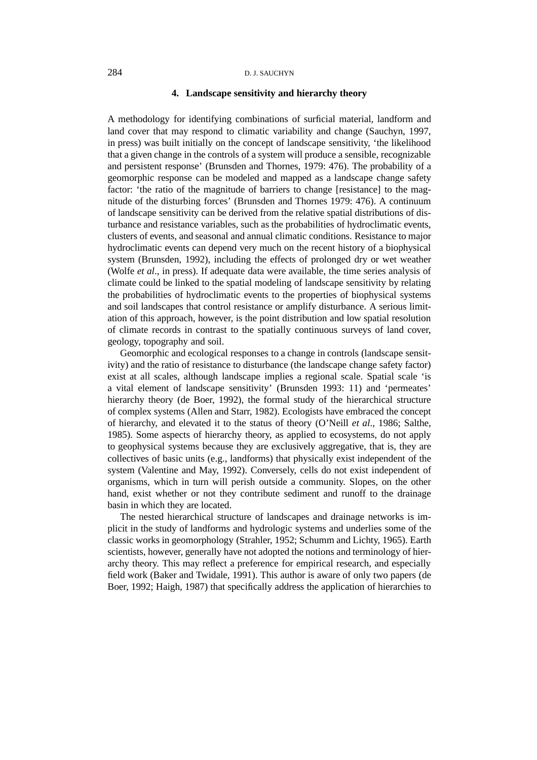## 4. Landscape sensitivity and hierarchy theory

A methodology for identifying combinations of surficial material, landform and land cover that may respond to climatic variability and change (Sauchyn, 1997, in press) was built initially on the concept of landscape sensitivity, 'the likelihood that a given change in the controls of a system will produce a sensible, recognizable and persistent response' (Brunsden and Thornes, 1979: 476). The probability of a geomorphic response can be modeled and mapped as a landscape change safety factor: 'the ratio of the magnitude of barriers to change [resistance] to the magnitude of the disturbing forces' (Brunsden and Thornes 1979: 476). A continuum of landscape sensitivity can be derived from the relative spatial distributions of disturbance and resistance variables, such as the probabilities of hydroclimatic events, clusters of events, and seasonal and annual climatic conditions. Resistance to major hydroclimatic events can depend very much on the recent history of a biophysical system (Brunsden, 1992), including the effects of prolonged dry or wet weather (Wolfe *et al*., in press). If adequate data were available, the time series analysis of climate could be linked to the spatial modeling of landscape sensitivity by relating the probabilities of hydroclimatic events to the properties of biophysical systems and soil landscapes that control resistance or amplify disturbance. A serious limitation of this approach, however, is the point distribution and low spatial resolution of climate records in contrast to the spatially continuous surveys of land cover, geology, topography and soil.

Geomorphic and ecological responses to a change in controls (landscape sensitivity) and the ratio of resistance to disturbance (the landscape change safety factor) exist at all scales, although landscape implies a regional scale. Spatial scale 'is a vital element of landscape sensitivity' (Brunsden 1993: 11) and 'permeates' hierarchy theory (de Boer, 1992), the formal study of the hierarchical structure of complex systems (Allen and Starr, 1982). Ecologists have embraced the concept of hierarchy, and elevated it to the status of theory (O'Neill *et al*., 1986; Salthe, 1985). Some aspects of hierarchy theory, as applied to ecosystems, do not apply to geophysical systems because they are exclusively aggregative, that is, they are collectives of basic units (e.g., landforms) that physically exist independent of the system (Valentine and May, 1992). Conversely, cells do not exist independent of organisms, which in turn will perish outside a community. Slopes, on the other hand, exist whether or not they contribute sediment and runoff to the drainage basin in which they are located.

The nested hierarchical structure of landscapes and drainage networks is implicit in the study of landforms and hydrologic systems and underlies some of the classic works in geomorphology (Strahler, 1952; Schumm and Lichty, 1965). Earth scientists, however, generally have not adopted the notions and terminology of hierarchy theory. This may reflect a preference for empirical research, and especially field work (Baker and Twidale, 1991). This author is aware of only two papers (de Boer, 1992; Haigh, 1987) that specifically address the application of hierarchies to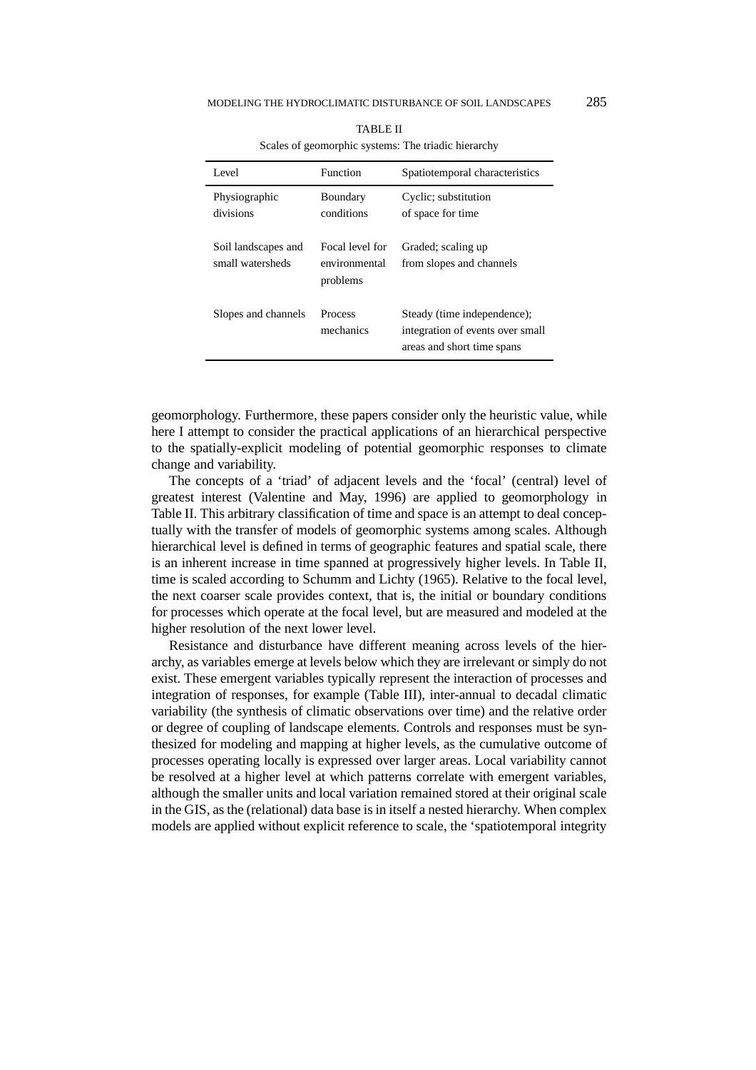TABLE II

Scales of geomorphic systems: The triadic hierarchy

| Level | Function | Spatiotemporal characteristics |
|---|---|---|
| Physiographic divisions | Boundary conditions | Cyclic; substitution of space for time |
| Soil landscapes and small watersheds | Focal level for environmental problems | Graded; scaling up from slopes and channels |
| Slopes and channels | Process mechanics | Steady (time independence); integration of events over small areas and short time spans |

geomorphology. Furthermore, these papers consider only the heuristic value, while here I attempt to consider the practical applications of an hierarchical perspective to the spatially-explicit modeling of potential geomorphic responses to climate change and variability.

The concepts of a 'triad' of adjacent levels and the 'focal' (central) level of greatest interest (Valentine and May, 1996) are applied to geomorphology in Table II. This arbitrary classification of time and space is an attempt to deal conceptually with the transfer of models of geomorphic systems among scales. Although hierarchical level is defined in terms of geographic features and spatial scale, there is an inherent increase in time spanned at progressively higher levels. In Table II, time is scaled according to Schumm and Lichty (1965). Relative to the focal level, the next coarser scale provides context, that is, the initial or boundary conditions for processes which operate at the focal level, but are measured and modeled at the higher resolution of the next lower level.

Resistance and disturbance have different meaning across levels of the hierarchy, as variables emerge at levels below which they are irrelevant or simply do not exist. These emergent variables typically represent the interaction of processes and integration of responses, for example (Table III), inter-annual to decadal climatic variability (the synthesis of climatic observations over time) and the relative order or degree of coupling of landscape elements. Controls and responses must be synthesized for modeling and mapping at higher levels, as the cumulative outcome of processes operating locally is expressed over larger areas. Local variability cannot be resolved at a higher level at which patterns correlate with emergent variables, although the smaller units and local variation remained stored at their original scale in the GIS, as the (relational) data base is in itself a nested hierarchy. When complex models are applied without explicit reference to scale, the 'spatiotemporal integrity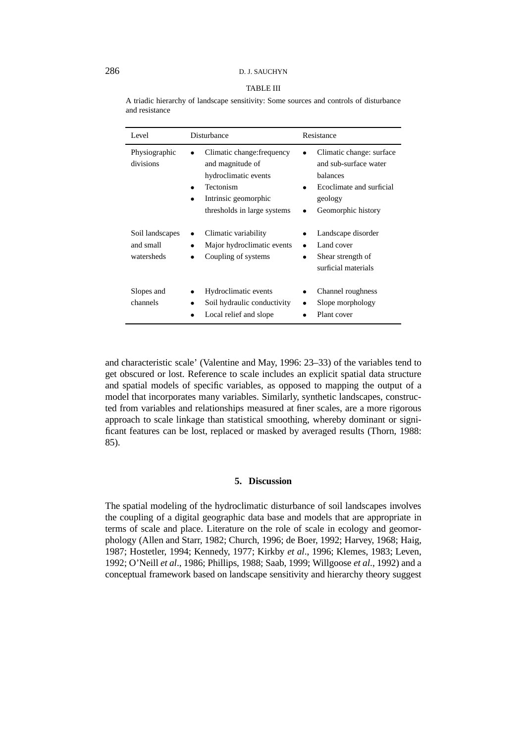TABLE III

A triadic hierarchy of landscape sensitivity: Some sources and controls of disturbance and resistance

| Level | Disturbance | Resistance |
|---|---|---|
| Physiographic divisions | • Climatic change:frequency and magnitude of hydroclimatic events<br>• Tectonism<br>• Intrinsic geomorphic thresholds in large systems | • Climatic change: surface and sub-surface water balances<br>• Ecoclimate and surficial geology<br>• Geomorphic history |
| Soil landscapes and small watersheds | • Climatic variability<br>• Major hydroclimatic events<br>• Coupling of systems | • Landscape disorder<br>• Land cover<br>• Shear strength of surficial materials |
| Slopes and channels | • Hydroclimatic events<br>• Soil hydraulic conductivity<br>• Local relief and slope | • Channel roughness<br>• Slope morphology<br>• Plant cover |

and characteristic scale' (Valentine and May, 1996: 23–33) of the variables tend to get obscured or lost. Reference to scale includes an explicit spatial data structure and spatial models of specific variables, as opposed to mapping the output of a model that incorporates many variables. Similarly, synthetic landscapes, constructed from variables and relationships measured at finer scales, are a more rigorous approach to scale linkage than statistical smoothing, whereby dominant or significant features can be lost, replaced or masked by averaged results (Thorn, 1988: 85).

## 5. Discussion

The spatial modeling of the hydroclimatic disturbance of soil landscapes involves the coupling of a digital geographic data base and models that are appropriate in terms of scale and place. Literature on the role of scale in ecology and geomorphology (Allen and Starr, 1982; Church, 1996; de Boer, 1992; Harvey, 1968; Haig, 1987; Hostetler, 1994; Kennedy, 1977; Kirkby *et al*., 1996; Klemes, 1983; Leven, 1992; O'Neill *et al*., 1986; Phillips, 1988; Saab, 1999; Willgoose *et al*., 1992) and a conceptual framework based on landscape sensitivity and hierarchy theory suggest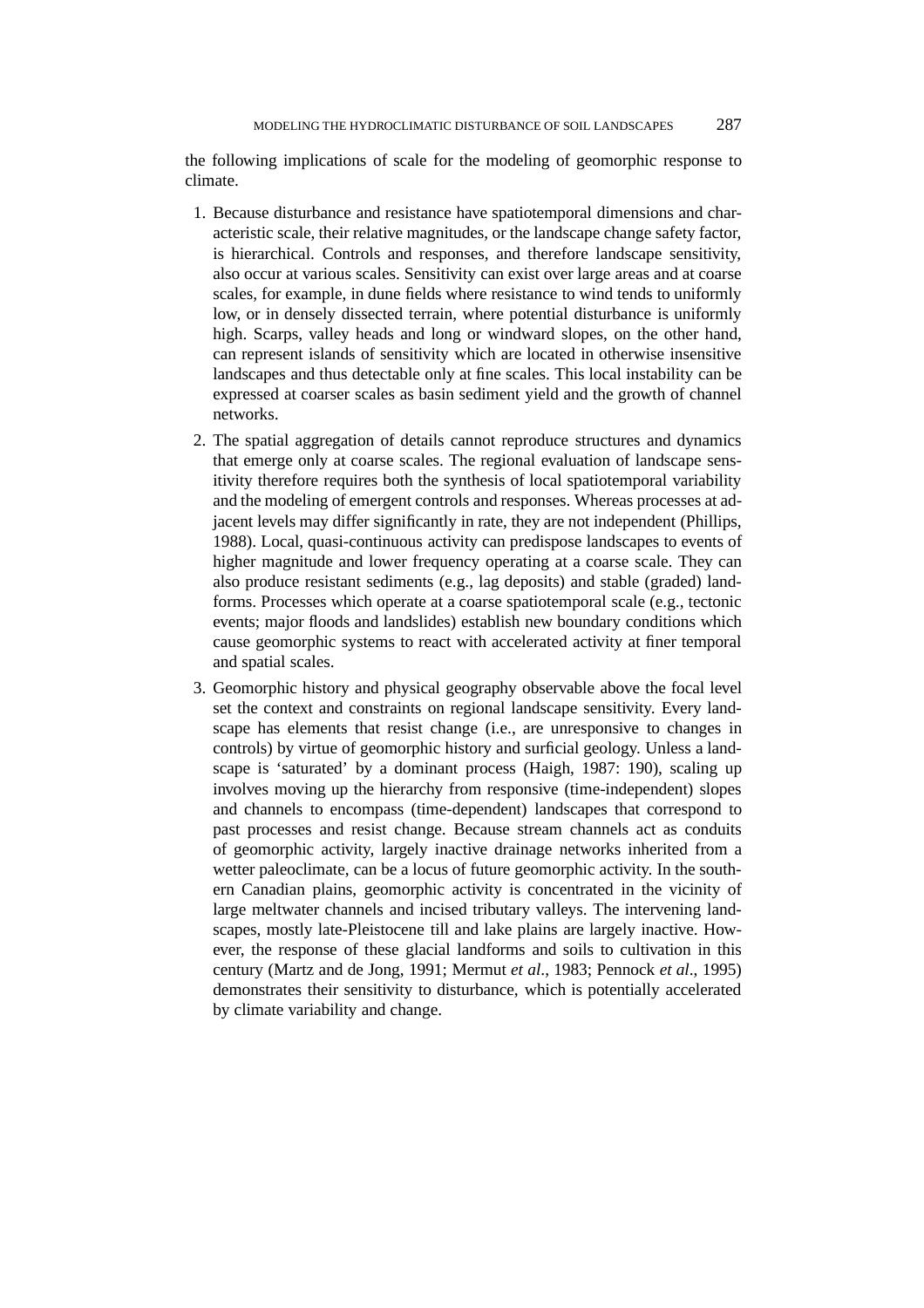the following implications of scale for the modeling of geomorphic response to climate.

1. Because disturbance and resistance have spatiotemporal dimensions and characteristic scale, their relative magnitudes, or the landscape change safety factor, is hierarchical. Controls and responses, and therefore landscape sensitivity, also occur at various scales. Sensitivity can exist over large areas and at coarse scales, for example, in dune fields where resistance to wind tends to uniformly low, or in densely dissected terrain, where potential disturbance is uniformly high. Scarps, valley heads and long or windward slopes, on the other hand, can represent islands of sensitivity which are located in otherwise insensitive landscapes and thus detectable only at fine scales. This local instability can be expressed at coarser scales as basin sediment yield and the growth of channel networks.
2. The spatial aggregation of details cannot reproduce structures and dynamics that emerge only at coarse scales. The regional evaluation of landscape sensitivity therefore requires both the synthesis of local spatiotemporal variability and the modeling of emergent controls and responses. Whereas processes at adjacent levels may differ significantly in rate, they are not independent (Phillips, 1988). Local, quasi-continuous activity can predispose landscapes to events of higher magnitude and lower frequency operating at a coarse scale. They can also produce resistant sediments (e.g., lag deposits) and stable (graded) landforms. Processes which operate at a coarse spatiotemporal scale (e.g., tectonic events; major floods and landslides) establish new boundary conditions which cause geomorphic systems to react with accelerated activity at finer temporal and spatial scales.
3. Geomorphic history and physical geography observable above the focal level set the context and constraints on regional landscape sensitivity. Every landscape has elements that resist change (i.e., are unresponsive to changes in controls) by virtue of geomorphic history and surficial geology. Unless a landscape is 'saturated' by a dominant process (Haigh, 1987: 190), scaling up involves moving up the hierarchy from responsive (time-independent) slopes and channels to encompass (time-dependent) landscapes that correspond to past processes and resist change. Because stream channels act as conduits of geomorphic activity, largely inactive drainage networks inherited from a wetter paleoclimate, can be a locus of future geomorphic activity. In the southern Canadian plains, geomorphic activity is concentrated in the vicinity of large meltwater channels and incised tributary valleys. The intervening landscapes, mostly late-Pleistocene till and lake plains are largely inactive. However, the response of these glacial landforms and soils to cultivation in this century (Martz and de Jong, 1991; Mermut *et al*., 1983; Pennock *et al*., 1995) demonstrates their sensitivity to disturbance, which is potentially accelerated by climate variability and change.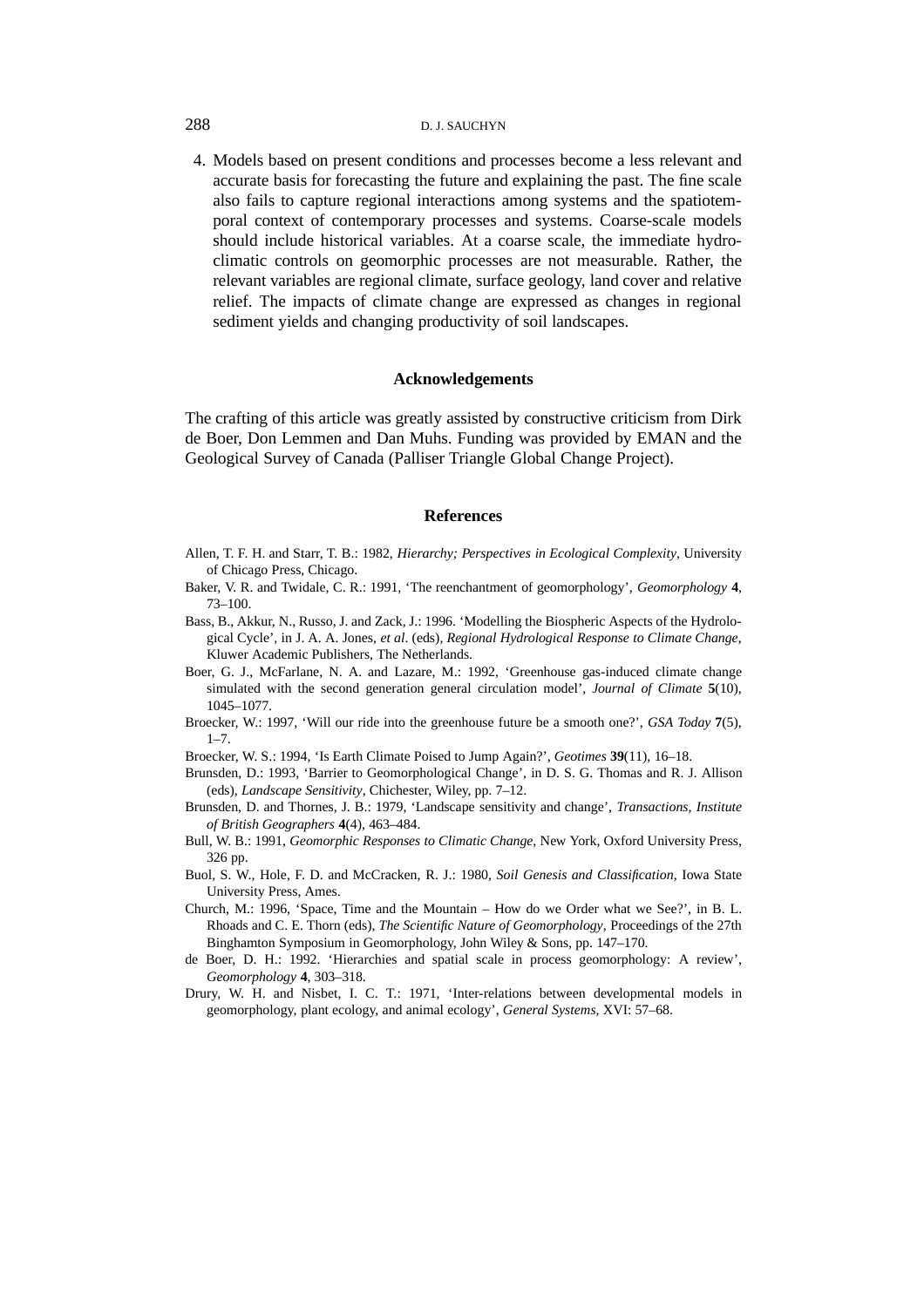4. Models based on present conditions and processes become a less relevant and accurate basis for forecasting the future and explaining the past. The fine scale also fails to capture regional interactions among systems and the spatiotemporal context of contemporary processes and systems. Coarse-scale models should include historical variables. At a coarse scale, the immediate hydroclimatic controls on geomorphic processes are not measurable. Rather, the relevant variables are regional climate, surface geology, land cover and relative relief. The impacts of climate change are expressed as changes in regional sediment yields and changing productivity of soil landscapes.

## Acknowledgements

The crafting of this article was greatly assisted by constructive criticism from Dirk de Boer, Don Lemmen and Dan Muhs. Funding was provided by EMAN and the Geological Survey of Canada (Palliser Triangle Global Change Project).

## References

Allen, T. F. H. and Starr, T. B.: 1982, *Hierarchy; Perspectives in Ecological Complexity*, University of Chicago Press, Chicago.

Baker, V. R. and Twidale, C. R.: 1991, 'The reenchantment of geomorphology', *Geomorphology* **4**, 73–100.

Bass, B., Akkur, N., Russo, J. and Zack, J.: 1996. 'Modelling the Biospheric Aspects of the Hydrological Cycle', in J. A. A. Jones, *et al.* (eds), *Regional Hydrological Response to Climate Change*, Kluwer Academic Publishers, The Netherlands.

Boer, G. J., McFarlane, N. A. and Lazare, M.: 1992, 'Greenhouse gas-induced climate change simulated with the second generation general circulation model', *Journal of Climate* **5**(10), 1045–1077.

Broecker, W.: 1997, 'Will our ride into the greenhouse future be a smooth one?', *GSA Today* **7**(5), 1–7.

Broecker, W. S.: 1994, 'Is Earth Climate Poised to Jump Again?', *Geotimes* **39**(11), 16–18.

Brunsden, D.: 1993, 'Barrier to Geomorphological Change', in D. S. G. Thomas and R. J. Allison (eds), *Landscape Sensitivity*, Chichester, Wiley, pp. 7–12.

Brunsden, D. and Thornes, J. B.: 1979, 'Landscape sensitivity and change', *Transactions, Institute of British Geographers* **4**(4), 463–484.

Bull, W. B.: 1991, *Geomorphic Responses to Climatic Change*, New York, Oxford University Press, 326 pp.

Buol, S. W., Hole, F. D. and McCracken, R. J.: 1980, *Soil Genesis and Classification*, Iowa State University Press, Ames.

Church, M.: 1996, 'Space, Time and the Mountain – How do we Order what we See?', in B. L. Rhoads and C. E. Thorn (eds), *The Scientific Nature of Geomorphology*, Proceedings of the 27th Binghamton Symposium in Geomorphology, John Wiley & Sons, pp. 147–170.

de Boer, D. H.: 1992. 'Hierarchies and spatial scale in process geomorphology: A review', *Geomorphology* **4**, 303–318.

Drury, W. H. and Nisbet, I. C. T.: 1971, 'Inter-relations between developmental models in geomorphology, plant ecology, and animal ecology', *General Systems*, XVI: 57–68.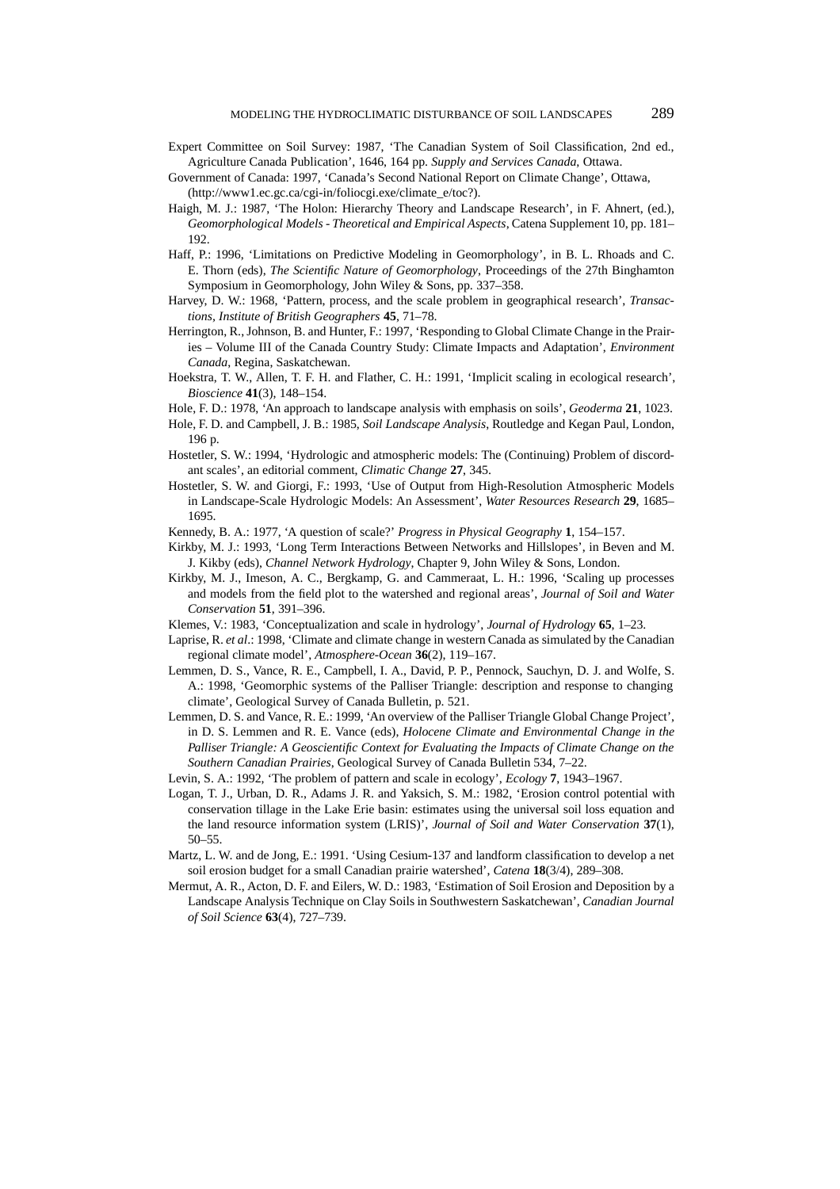Expert Committee on Soil Survey: 1987, 'The Canadian System of Soil Classification, 2nd ed., Agriculture Canada Publication', 1646, 164 pp. *Supply and Services Canada*, Ottawa.

Government of Canada: 1997, 'Canada's Second National Report on Climate Change', Ottawa, (http://www1.ec.gc.ca/cgi-in/foliocgi.exe/climate_e/toc?).

Haigh, M. J.: 1987, 'The Holon: Hierarchy Theory and Landscape Research', in F. Ahnert, (ed.), *Geomorphological Models - Theoretical and Empirical Aspects*, Catena Supplement 10, pp. 181–192.

Haff, P.: 1996, 'Limitations on Predictive Modeling in Geomorphology', in B. L. Rhoads and C. E. Thorn (eds), *The Scientific Nature of Geomorphology*, Proceedings of the 27th Binghamton Symposium in Geomorphology, John Wiley & Sons, pp. 337–358.

Harvey, D. W.: 1968, 'Pattern, process, and the scale problem in geographical research', *Transactions, Institute of British Geographers* **45**, 71–78.

Herrington, R., Johnson, B. and Hunter, F.: 1997, 'Responding to Global Climate Change in the Prairies – Volume III of the Canada Country Study: Climate Impacts and Adaptation', *Environment Canada*, Regina, Saskatchewan.

Hoekstra, T. W., Allen, T. F. H. and Flather, C. H.: 1991, 'Implicit scaling in ecological research', *Bioscience* **41**(3), 148–154.

Hole, F. D.: 1978, 'An approach to landscape analysis with emphasis on soils', *Geoderma* **21**, 1023.

Hole, F. D. and Campbell, J. B.: 1985, *Soil Landscape Analysis*, Routledge and Kegan Paul, London, 196 p.

Hostetler, S. W.: 1994, 'Hydrologic and atmospheric models: The (Continuing) Problem of discordant scales', an editorial comment, *Climatic Change* **27**, 345.

Hostetler, S. W. and Giorgi, F.: 1993, 'Use of Output from High-Resolution Atmospheric Models in Landscape-Scale Hydrologic Models: An Assessment', *Water Resources Research* **29**, 1685–1695.

Kennedy, B. A.: 1977, 'A question of scale?' *Progress in Physical Geography* **1**, 154–157.

Kirkby, M. J.: 1993, 'Long Term Interactions Between Networks and Hillslopes', in Beven and M. J. Kikby (eds), *Channel Network Hydrology*, Chapter 9, John Wiley & Sons, London.

Kirkby, M. J., Imeson, A. C., Bergkamp, G. and Cammeraat, L. H.: 1996, 'Scaling up processes and models from the field plot to the watershed and regional areas', *Journal of Soil and Water Conservation* **51**, 391–396.

Klemes, V.: 1983, 'Conceptualization and scale in hydrology', *Journal of Hydrology* **65**, 1–23.

Laprise, R. *et al*.: 1998, 'Climate and climate change in western Canada as simulated by the Canadian regional climate model', *Atmosphere-Ocean* **36**(2), 119–167.

Lemmen, D. S., Vance, R. E., Campbell, I. A., David, P. P., Pennock, Sauchyn, D. J. and Wolfe, S. A.: 1998, 'Geomorphic systems of the Palliser Triangle: description and response to changing climate', Geological Survey of Canada Bulletin, p. 521.

Lemmen, D. S. and Vance, R. E.: 1999, 'An overview of the Palliser Triangle Global Change Project', in D. S. Lemmen and R. E. Vance (eds), *Holocene Climate and Environmental Change in the Palliser Triangle: A Geoscientific Context for Evaluating the Impacts of Climate Change on the Southern Canadian Prairies*, Geological Survey of Canada Bulletin 534, 7–22.

Levin, S. A.: 1992, 'The problem of pattern and scale in ecology', *Ecology* **7**, 1943–1967.

Logan, T. J., Urban, D. R., Adams J. R. and Yaksich, S. M.: 1982, 'Erosion control potential with conservation tillage in the Lake Erie basin: estimates using the universal soil loss equation and the land resource information system (LRIS)', *Journal of Soil and Water Conservation* **37**(1), 50–55.

Martz, L. W. and de Jong, E.: 1991. 'Using Cesium-137 and landform classification to develop a net soil erosion budget for a small Canadian prairie watershed', *Catena* **18**(3/4), 289–308.

Mermut, A. R., Acton, D. F. and Eilers, W. D.: 1983, 'Estimation of Soil Erosion and Deposition by a Landscape Analysis Technique on Clay Soils in Southwestern Saskatchewan', *Canadian Journal of Soil Science* **63**(4), 727–739.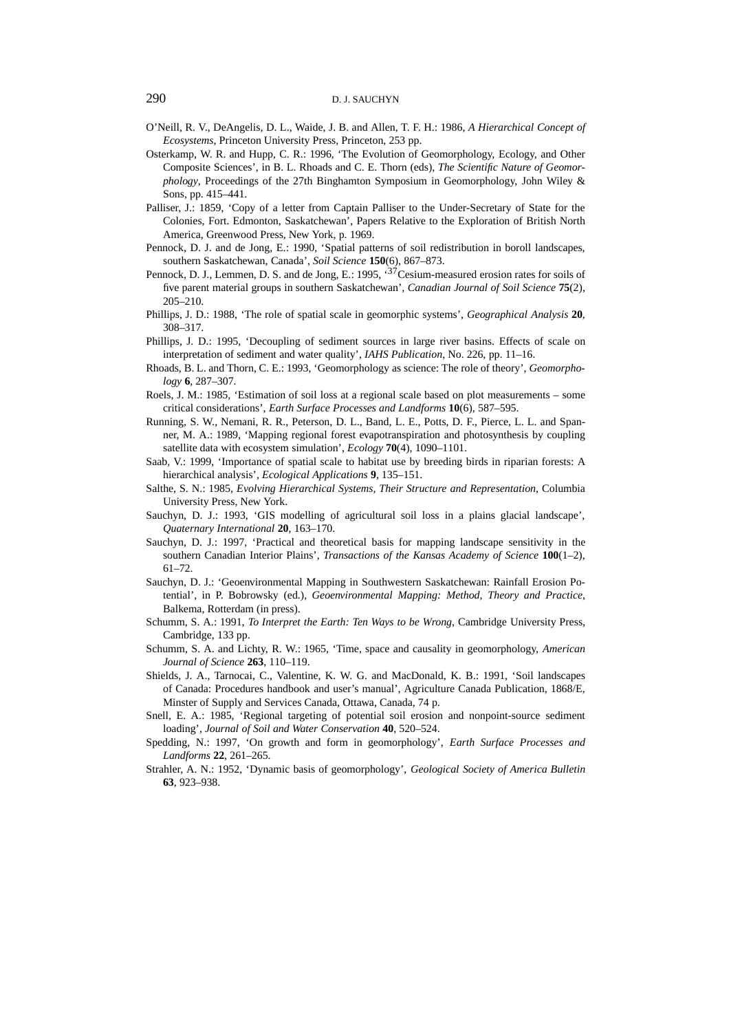O'Neill, R. V., DeAngelis, D. L., Waide, J. B. and Allen, T. F. H.: 1986, *A Hierarchical Concept of Ecosystems*, Princeton University Press, Princeton, 253 pp.

Osterkamp, W. R. and Hupp, C. R.: 1996, 'The Evolution of Geomorphology, Ecology, and Other Composite Sciences', in B. L. Rhoads and C. E. Thorn (eds), *The Scientific Nature of Geomorphology*, Proceedings of the 27th Binghamton Symposium in Geomorphology, John Wiley & Sons, pp. 415–441.

Palliser, J.: 1859, 'Copy of a letter from Captain Palliser to the Under-Secretary of State for the Colonies, Fort. Edmonton, Saskatchewan', Papers Relative to the Exploration of British North America, Greenwood Press, New York, p. 1969.

Pennock, D. J. and de Jong, E.: 1990, 'Spatial patterns of soil redistribution in boroll landscapes, southern Saskatchewan, Canada', *Soil Science* **150**(6), 867–873.

Pennock, D. J., Lemmen, D. S. and de Jong, E.: 1995, '$^{37}$Cesium-measured erosion rates for soils of five parent material groups in southern Saskatchewan', *Canadian Journal of Soil Science* **75**(2), 205–210.

Phillips, J. D.: 1988, 'The role of spatial scale in geomorphic systems', *Geographical Analysis* **20**, 308–317.

Phillips, J. D.: 1995, 'Decoupling of sediment sources in large river basins. Effects of scale on interpretation of sediment and water quality', *IAHS Publication*, No. 226, pp. 11–16.

Rhoads, B. L. and Thorn, C. E.: 1993, 'Geomorphology as science: The role of theory', *Geomorphology* **6**, 287–307.

Roels, J. M.: 1985, 'Estimation of soil loss at a regional scale based on plot measurements – some critical considerations', *Earth Surface Processes and Landforms* **10**(6), 587–595.

Running, S. W., Nemani, R. R., Peterson, D. L., Band, L. E., Potts, D. F., Pierce, L. L. and Spanner, M. A.: 1989, 'Mapping regional forest evapotranspiration and photosynthesis by coupling satellite data with ecosystem simulation', *Ecology* **70**(4), 1090–1101.

Saab, V.: 1999, 'Importance of spatial scale to habitat use by breeding birds in riparian forests: A hierarchical analysis', *Ecological Applications* **9**, 135–151.

Salthe, S. N.: 1985, *Evolving Hierarchical Systems, Their Structure and Representation*, Columbia University Press, New York.

Sauchyn, D. J.: 1993, 'GIS modelling of agricultural soil loss in a plains glacial landscape', *Quaternary International* **20**, 163–170.

Sauchyn, D. J.: 1997, 'Practical and theoretical basis for mapping landscape sensitivity in the southern Canadian Interior Plains', *Transactions of the Kansas Academy of Science* **100**(1–2), 61–72.

Sauchyn, D. J.: 'Geoenvironmental Mapping in Southwestern Saskatchewan: Rainfall Erosion Potential', in P. Bobrowsky (ed.), *Geoenvironmental Mapping: Method, Theory and Practice*, Balkema, Rotterdam (in press).

Schumm, S. A.: 1991, *To Interpret the Earth: Ten Ways to be Wrong*, Cambridge University Press, Cambridge, 133 pp.

Schumm, S. A. and Lichty, R. W.: 1965, 'Time, space and causality in geomorphology, *American Journal of Science* **263**, 110–119.

Shields, J. A., Tarnocai, C., Valentine, K. W. G. and MacDonald, K. B.: 1991, 'Soil landscapes of Canada: Procedures handbook and user's manual', Agriculture Canada Publication, 1868/E, Minster of Supply and Services Canada, Ottawa, Canada, 74 p.

Snell, E. A.: 1985, 'Regional targeting of potential soil erosion and nonpoint-source sediment loading', *Journal of Soil and Water Conservation* **40**, 520–524.

Spedding, N.: 1997, 'On growth and form in geomorphology', *Earth Surface Processes and Landforms* **22**, 261–265.

Strahler, A. N.: 1952, 'Dynamic basis of geomorphology', *Geological Society of America Bulletin* **63**, 923–938.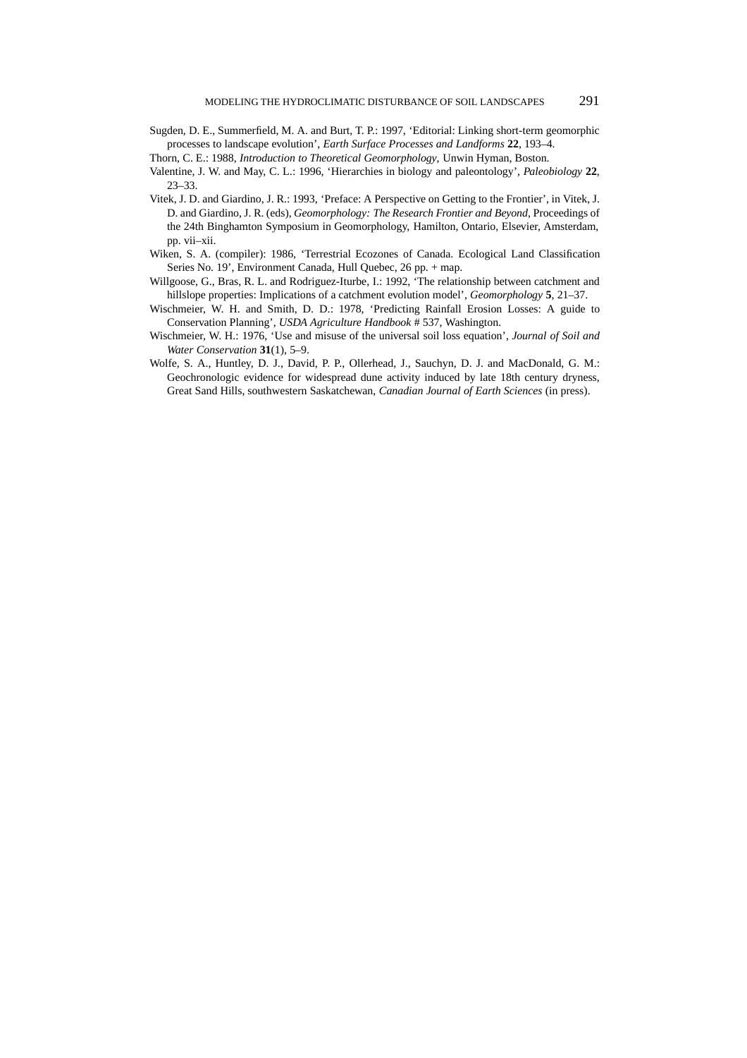Sugden, D. E., Summerfield, M. A. and Burt, T. P.: 1997, 'Editorial: Linking short-term geomorphic processes to landscape evolution', *Earth Surface Processes and Landforms* **22**, 193–4.

Thorn, C. E.: 1988, *Introduction to Theoretical Geomorphology*, Unwin Hyman, Boston.

Valentine, J. W. and May, C. L.: 1996, 'Hierarchies in biology and paleontology', *Paleobiology* **22**, 23–33.

Vitek, J. D. and Giardino, J. R.: 1993, 'Preface: A Perspective on Getting to the Frontier', in Vitek, J. D. and Giardino, J. R. (eds), *Geomorphology: The Research Frontier and Beyond*, Proceedings of the 24th Binghamton Symposium in Geomorphology, Hamilton, Ontario, Elsevier, Amsterdam, pp. vii–xii.

Wiken, S. A. (compiler): 1986, 'Terrestrial Ecozones of Canada. Ecological Land Classification Series No. 19', Environment Canada, Hull Quebec, 26 pp. + map.

Willgoose, G., Bras, R. L. and Rodriguez-Iturbe, I.: 1992, 'The relationship between catchment and hillslope properties: Implications of a catchment evolution model', *Geomorphology* **5**, 21–37.

Wischmeier, W. H. and Smith, D. D.: 1978, 'Predicting Rainfall Erosion Losses: A guide to Conservation Planning', *USDA Agriculture Handbook* # 537, Washington.

Wischmeier, W. H.: 1976, 'Use and misuse of the universal soil loss equation', *Journal of Soil and Water Conservation* **31**(1), 5–9.

Wolfe, S. A., Huntley, D. J., David, P. P., Ollerhead, J., Sauchyn, D. J. and MacDonald, G. M.: Geochronologic evidence for widespread dune activity induced by late 18th century dryness, Great Sand Hills, southwestern Saskatchewan, *Canadian Journal of Earth Sciences* (in press).